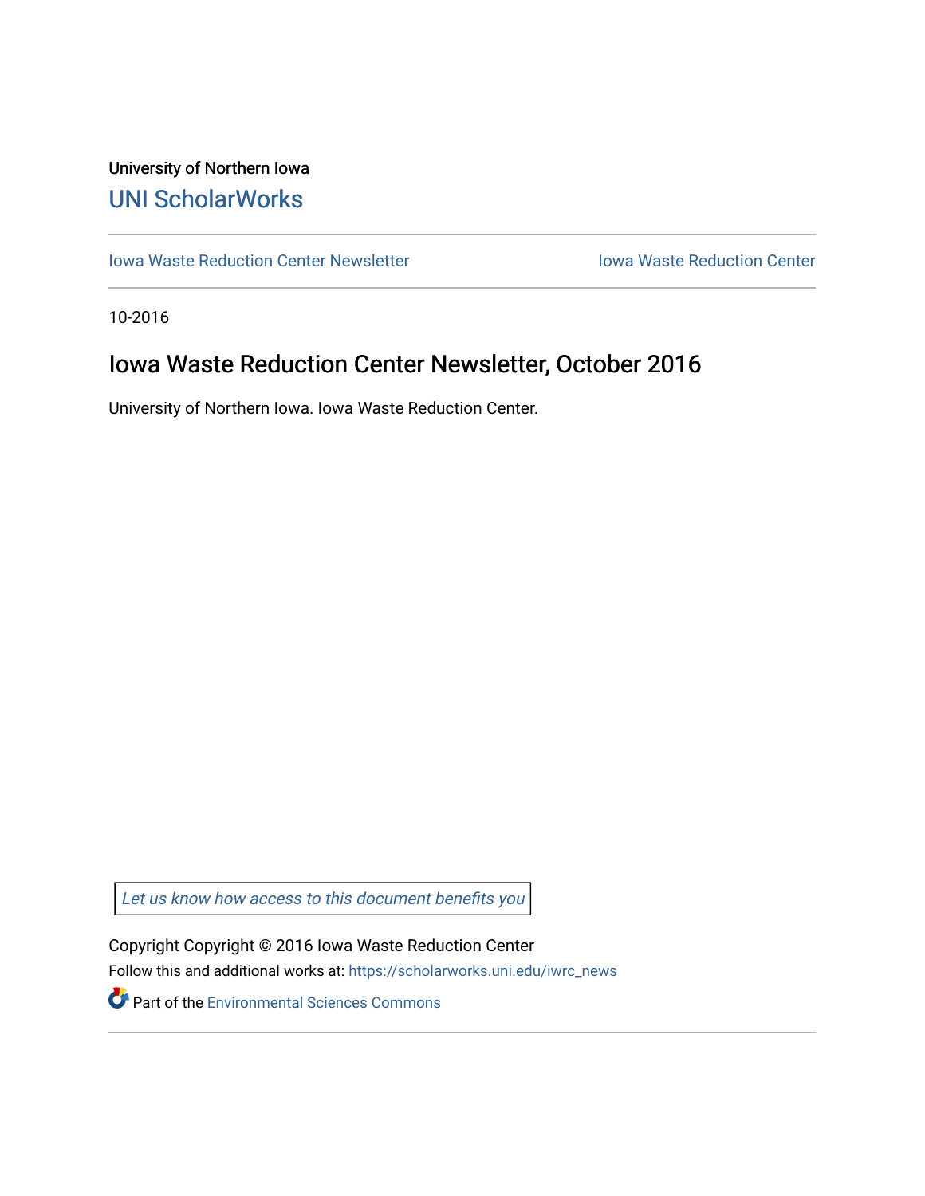University of Northern Iowa

UNI ScholarWorks

Iowa Waste Reduction Center Newsletter | Iowa Waste Reduction Center

10-2016

# Iowa Waste Reduction Center Newsletter, October 2016

University of Northern Iowa. Iowa Waste Reduction Center.

*Let us know how access to this document benefits you*

Copyright Copyright © 2016 Iowa Waste Reduction Center

Follow this and additional works at: https://scholarworks.uni.edu/iwrc_news

Part of the Environmental Sciences Commons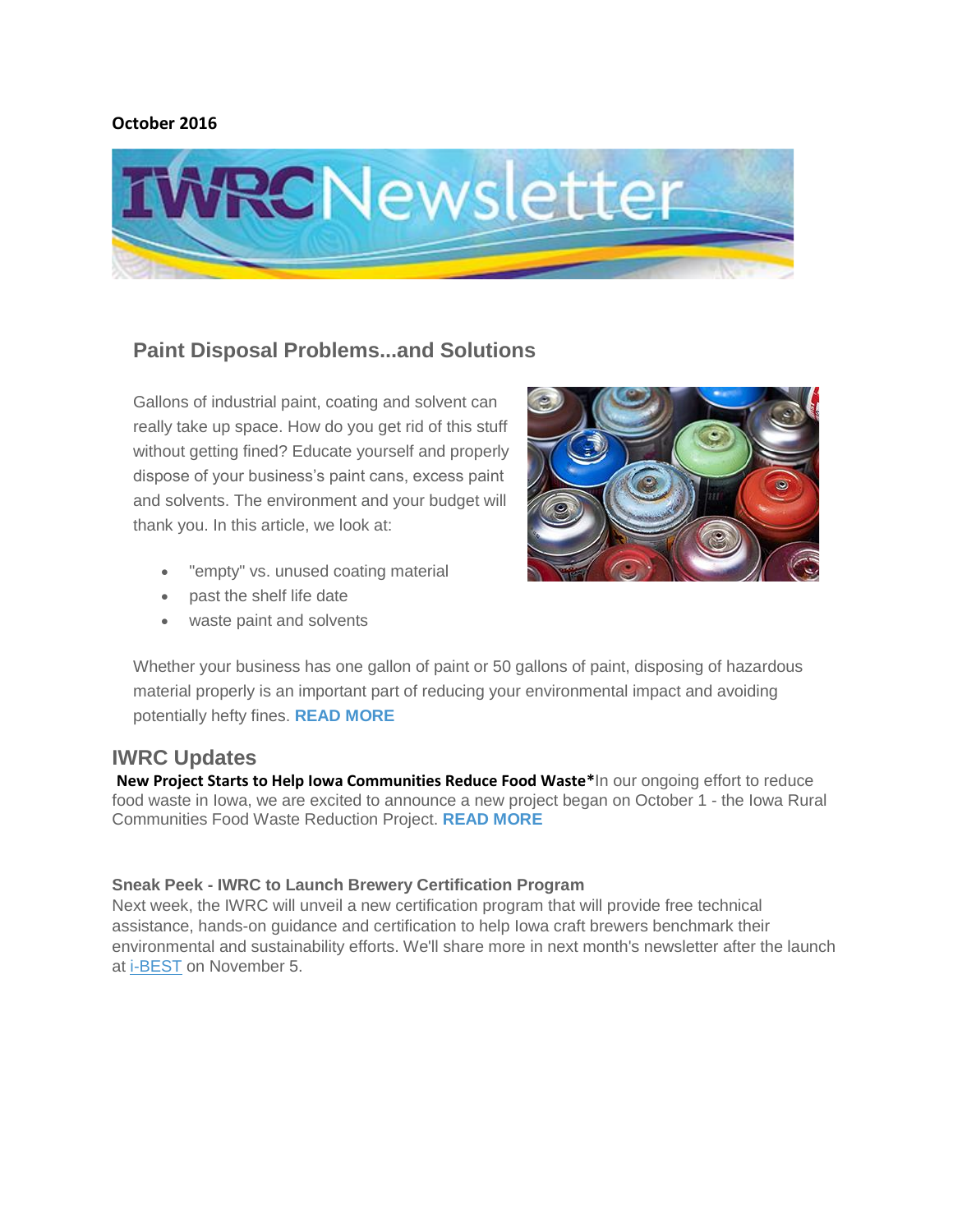**October 2016**

# IWRC Newsletter

## Paint Disposal Problems...and Solutions

Gallons of industrial paint, coating and solvent can really take up space. How do you get rid of this stuff without getting fined? Educate yourself and properly dispose of your business's paint cans, excess paint and solvents. The environment and your budget will thank you. In this article, we look at:

- "empty" vs. unused coating material
- past the shelf life date
- waste paint and solvents

Whether your business has one gallon of paint or 50 gallons of paint, disposing of hazardous material properly is an important part of reducing your environmental impact and avoiding potentially hefty fines. **READ MORE**

## IWRC Updates

**New Project Starts to Help Iowa Communities Reduce Food Waste*** In our ongoing effort to reduce food waste in Iowa, we are excited to announce a new project began on October 1 - the Iowa Rural Communities Food Waste Reduction Project. **READ MORE**

**Sneak Peek - IWRC to Launch Brewery Certification Program**

Next week, the IWRC will unveil a new certification program that will provide free technical assistance, hands-on guidance and certification to help Iowa craft brewers benchmark their environmental and sustainability efforts. We'll share more in next month's newsletter after the launch at i-BEST on November 5.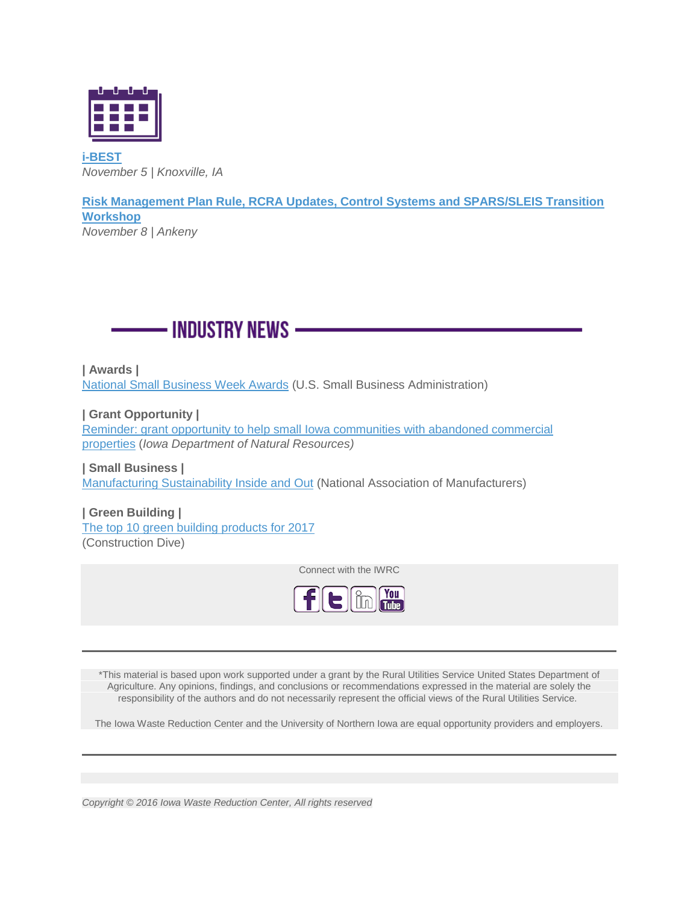**i-BEST**
*November 5 | Knoxville, IA*

**Risk Management Plan Rule, RCRA Updates, Control Systems and SPARS/SLEIS Transition Workshop**
*November 8 | Ankeny*

## INDUSTRY NEWS

**| Awards |**
National Small Business Week Awards (U.S. Small Business Administration)

**| Grant Opportunity |**
Reminder: grant opportunity to help small Iowa communities with abandoned commercial properties (*Iowa Department of Natural Resources)*

**| Small Business |**
Manufacturing Sustainability Inside and Out (National Association of Manufacturers)

**| Green Building |**
The top 10 green building products for 2017
(Construction Dive)

Connect with the IWRC

*This material is based upon work supported under a grant by the Rural Utilities Service United States Department of Agriculture. Any opinions, findings, and conclusions or recommendations expressed in the material are solely the responsibility of the authors and do not necessarily represent the official views of the Rural Utilities Service.

The Iowa Waste Reduction Center and the University of Northern Iowa are equal opportunity providers and employers.

*Copyright © 2016 Iowa Waste Reduction Center, All rights reserved*